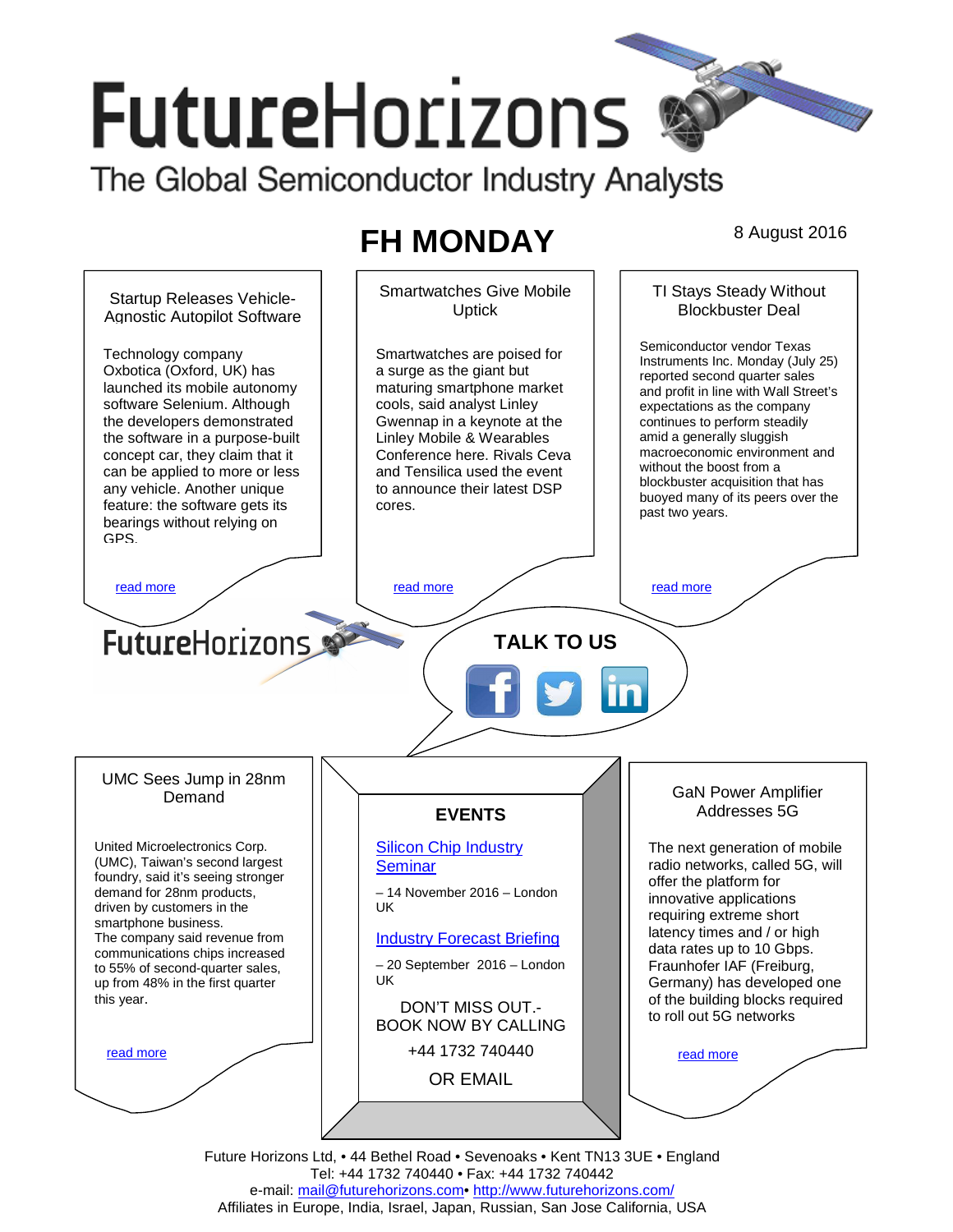# FutureHorizons

The Global Semiconductor Industry Analysts

## FH MONDAY

8 August 2016

### Startup Releases Vehicle-Agnostic Autopilot Software

Technology company Oxbotica (Oxford, UK) has launched its mobile autonomy software Selenium. Although the developers demonstrated the software in a purpose-built concept car, they claim that it can be applied to more or less any vehicle. Another unique feature: the software gets its bearings without relying on GPS.

read more

### Smartwatches Give Mobile Uptick

Smartwatches are poised for a surge as the giant but maturing smartphone market cools, said analyst Linley Gwennap in a keynote at the Linley Mobile & Wearables Conference here. Rivals Ceva and Tensilica used the event to announce their latest DSP cores.

read more

### TI Stays Steady Without Blockbuster Deal

Semiconductor vendor Texas Instruments Inc. Monday (July 25) reported second quarter sales and profit in line with Wall Street's expectations as the company continues to perform steadily amid a generally sluggish macroeconomic environment and without the boost from a blockbuster acquisition that has buoyed many of its peers over the past two years.

read more

FutureHorizons

**TALK TO US**

### UMC Sees Jump in 28nm Demand

United Microelectronics Corp. (UMC), Taiwan's second largest foundry, said it's seeing stronger demand for 28nm products, driven by customers in the smartphone business.
The company said revenue from communications chips increased to 55% of second-quarter sales, up from 48% in the first quarter this year.

read more

### EVENTS

Silicon Chip Industry Seminar

– 14 November 2016 – London UK

Industry Forecast Briefing

– 20 September 2016 – London UK

DON'T MISS OUT.- BOOK NOW BY CALLING

+44 1732 740440

OR EMAIL

### GaN Power Amplifier Addresses 5G

The next generation of mobile radio networks, called 5G, will offer the platform for innovative applications requiring extreme short latency times and / or high data rates up to 10 Gbps. Fraunhofer IAF (Freiburg, Germany) has developed one of the building blocks required to roll out 5G networks

read more

Future Horizons Ltd, • 44 Bethel Road • Sevenoaks • Kent TN13 3UE • England
Tel: +44 1732 740440 • Fax: +44 1732 740442
e-mail: mail@futurehorizons.com• http://www.futurehorizons.com/
Affiliates in Europe, India, Israel, Japan, Russian, San Jose California, USA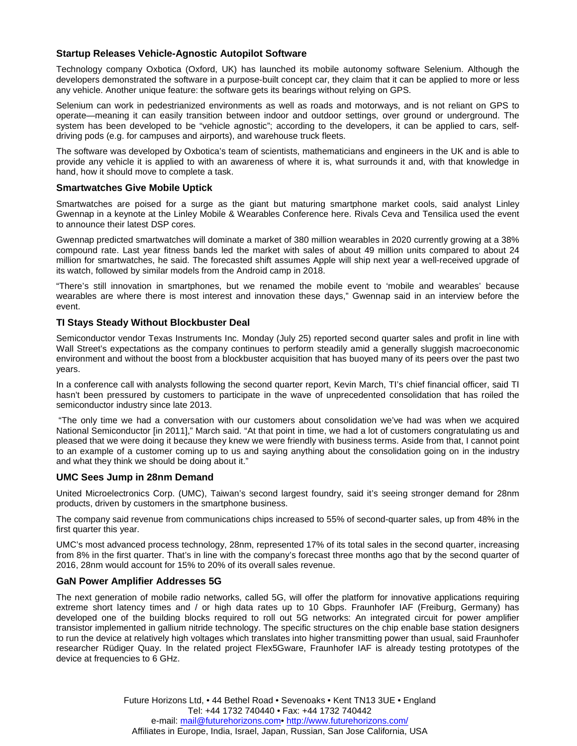### Startup Releases Vehicle-Agnostic Autopilot Software

Technology company Oxbotica (Oxford, UK) has launched its mobile autonomy software Selenium. Although the developers demonstrated the software in a purpose-built concept car, they claim that it can be applied to more or less any vehicle. Another unique feature: the software gets its bearings without relying on GPS.

Selenium can work in pedestrianized environments as well as roads and motorways, and is not reliant on GPS to operate—meaning it can easily transition between indoor and outdoor settings, over ground or underground. The system has been developed to be "vehicle agnostic"; according to the developers, it can be applied to cars, self-driving pods (e.g. for campuses and airports), and warehouse truck fleets.

The software was developed by Oxbotica's team of scientists, mathematicians and engineers in the UK and is able to provide any vehicle it is applied to with an awareness of where it is, what surrounds it and, with that knowledge in hand, how it should move to complete a task.

### Smartwatches Give Mobile Uptick

Smartwatches are poised for a surge as the giant but maturing smartphone market cools, said analyst Linley Gwennap in a keynote at the Linley Mobile & Wearables Conference here. Rivals Ceva and Tensilica used the event to announce their latest DSP cores.

Gwennap predicted smartwatches will dominate a market of 380 million wearables in 2020 currently growing at a 38% compound rate. Last year fitness bands led the market with sales of about 49 million units compared to about 24 million for smartwatches, he said. The forecasted shift assumes Apple will ship next year a well-received upgrade of its watch, followed by similar models from the Android camp in 2018.

"There's still innovation in smartphones, but we renamed the mobile event to 'mobile and wearables' because wearables are where there is most interest and innovation these days," Gwennap said in an interview before the event.

### TI Stays Steady Without Blockbuster Deal

Semiconductor vendor Texas Instruments Inc. Monday (July 25) reported second quarter sales and profit in line with Wall Street's expectations as the company continues to perform steadily amid a generally sluggish macroeconomic environment and without the boost from a blockbuster acquisition that has buoyed many of its peers over the past two years.

In a conference call with analysts following the second quarter report, Kevin March, TI's chief financial officer, said TI hasn't been pressured by customers to participate in the wave of unprecedented consolidation that has roiled the semiconductor industry since late 2013.

"The only time we had a conversation with our customers about consolidation we've had was when we acquired National Semiconductor [in 2011]," March said. "At that point in time, we had a lot of customers congratulating us and pleased that we were doing it because they knew we were friendly with business terms. Aside from that, I cannot point to an example of a customer coming up to us and saying anything about the consolidation going on in the industry and what they think we should be doing about it."

### UMC Sees Jump in 28nm Demand

United Microelectronics Corp. (UMC), Taiwan's second largest foundry, said it's seeing stronger demand for 28nm products, driven by customers in the smartphone business.

The company said revenue from communications chips increased to 55% of second-quarter sales, up from 48% in the first quarter this year.

UMC's most advanced process technology, 28nm, represented 17% of its total sales in the second quarter, increasing from 8% in the first quarter. That's in line with the company's forecast three months ago that by the second quarter of 2016, 28nm would account for 15% to 20% of its overall sales revenue.

### GaN Power Amplifier Addresses 5G

The next generation of mobile radio networks, called 5G, will offer the platform for innovative applications requiring extreme short latency times and / or high data rates up to 10 Gbps. Fraunhofer IAF (Freiburg, Germany) has developed one of the building blocks required to roll out 5G networks: An integrated circuit for power amplifier transistor implemented in gallium nitride technology. The specific structures on the chip enable base station designers to run the device at relatively high voltages which translates into higher transmitting power than usual, said Fraunhofer researcher Rüdiger Quay. In the related project Flex5Gware, Fraunhofer IAF is already testing prototypes of the device at frequencies to 6 GHz.

Future Horizons Ltd, • 44 Bethel Road • Sevenoaks • Kent TN13 3UE • England
Tel: +44 1732 740440 • Fax: +44 1732 740442
e-mail: mail@futurehorizons.com• http://www.futurehorizons.com/
Affiliates in Europe, India, Israel, Japan, Russian, San Jose California, USA